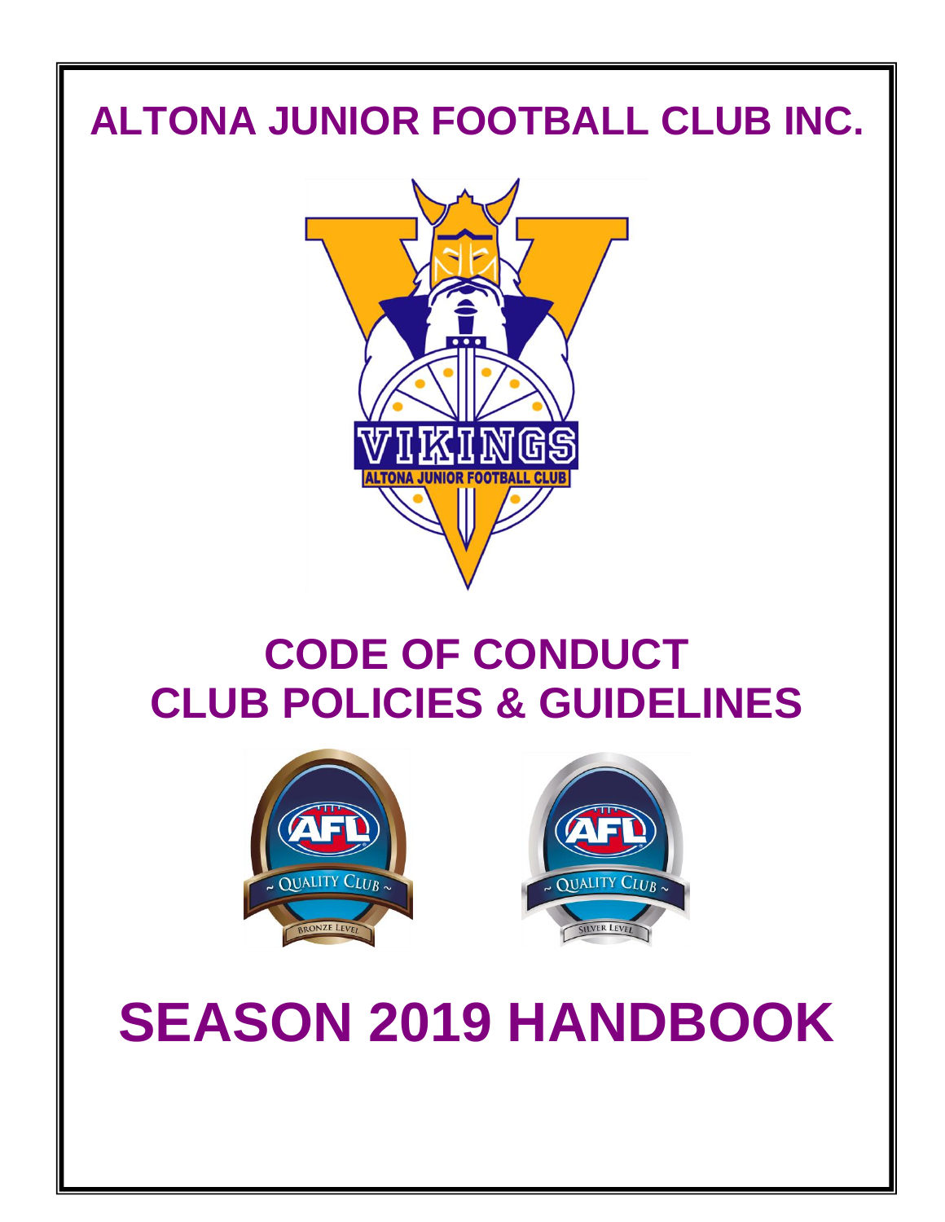# ALTONA JUNIOR FOOTBALL CLUB INC.

# CODE OF CONDUCT
# CLUB POLICIES & GUIDELINES

# SEASON 2019 HANDBOOK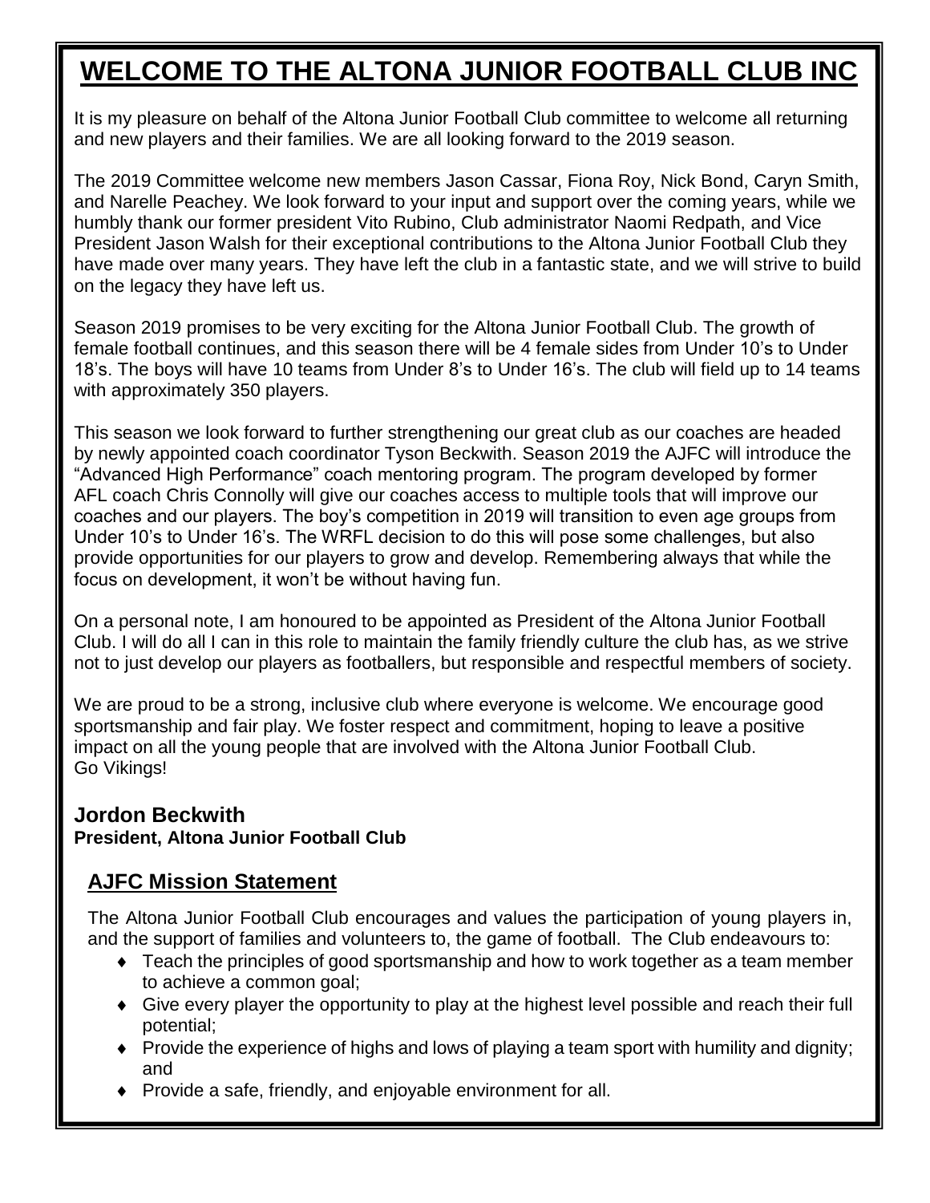# WELCOME TO THE ALTONA JUNIOR FOOTBALL CLUB INC

It is my pleasure on behalf of the Altona Junior Football Club committee to welcome all returning and new players and their families. We are all looking forward to the 2019 season.

The 2019 Committee welcome new members Jason Cassar, Fiona Roy, Nick Bond, Caryn Smith, and Narelle Peachey. We look forward to your input and support over the coming years, while we humbly thank our former president Vito Rubino, Club administrator Naomi Redpath, and Vice President Jason Walsh for their exceptional contributions to the Altona Junior Football Club they have made over many years. They have left the club in a fantastic state, and we will strive to build on the legacy they have left us.

Season 2019 promises to be very exciting for the Altona Junior Football Club. The growth of female football continues, and this season there will be 4 female sides from Under 10's to Under 18's. The boys will have 10 teams from Under 8's to Under 16's. The club will field up to 14 teams with approximately 350 players.

This season we look forward to further strengthening our great club as our coaches are headed by newly appointed coach coordinator Tyson Beckwith. Season 2019 the AJFC will introduce the "Advanced High Performance" coach mentoring program. The program developed by former AFL coach Chris Connolly will give our coaches access to multiple tools that will improve our coaches and our players. The boy's competition in 2019 will transition to even age groups from Under 10's to Under 16's. The WRFL decision to do this will pose some challenges, but also provide opportunities for our players to grow and develop. Remembering always that while the focus on development, it won't be without having fun.

On a personal note, I am honoured to be appointed as President of the Altona Junior Football Club. I will do all I can in this role to maintain the family friendly culture the club has, as we strive not to just develop our players as footballers, but responsible and respectful members of society.

We are proud to be a strong, inclusive club where everyone is welcome. We encourage good sportsmanship and fair play. We foster respect and commitment, hoping to leave a positive impact on all the young people that are involved with the Altona Junior Football Club.
Go Vikings!

**Jordon Beckwith**
**President, Altona Junior Football Club**

## AJFC Mission Statement

The Altona Junior Football Club encourages and values the participation of young players in, and the support of families and volunteers to, the game of football. The Club endeavours to:

- Teach the principles of good sportsmanship and how to work together as a team member to achieve a common goal;
- Give every player the opportunity to play at the highest level possible and reach their full potential;
- Provide the experience of highs and lows of playing a team sport with humility and dignity; and
- Provide a safe, friendly, and enjoyable environment for all.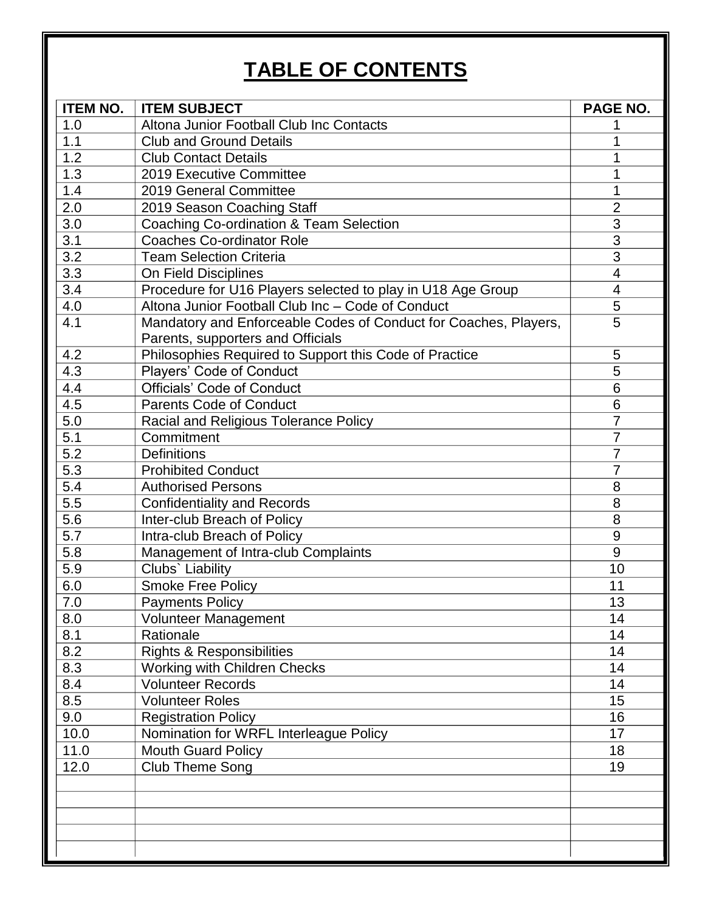# TABLE OF CONTENTS

| ITEM NO. | ITEM SUBJECT | PAGE NO. |
|---|---|---|
| 1.0 | Altona Junior Football Club Inc Contacts | 1 |
| 1.1 | Club and Ground Details | 1 |
| 1.2 | Club Contact Details | 1 |
| 1.3 | 2019 Executive Committee | 1 |
| 1.4 | 2019 General Committee | 1 |
| 2.0 | 2019 Season Coaching Staff | 2 |
| 3.0 | Coaching Co-ordination & Team Selection | 3 |
| 3.1 | Coaches Co-ordinator Role | 3 |
| 3.2 | Team Selection Criteria | 3 |
| 3.3 | On Field Disciplines | 4 |
| 3.4 | Procedure for U16 Players selected to play in U18 Age Group | 4 |
| 4.0 | Altona Junior Football Club Inc – Code of Conduct | 5 |
| 4.1 | Mandatory and Enforceable Codes of Conduct for Coaches, Players, Parents, supporters and Officials | 5 |
| 4.2 | Philosophies Required to Support this Code of Practice | 5 |
| 4.3 | Players' Code of Conduct | 5 |
| 4.4 | Officials' Code of Conduct | 6 |
| 4.5 | Parents Code of Conduct | 6 |
| 5.0 | Racial and Religious Tolerance Policy | 7 |
| 5.1 | Commitment | 7 |
| 5.2 | Definitions | 7 |
| 5.3 | Prohibited Conduct | 7 |
| 5.4 | Authorised Persons | 8 |
| 5.5 | Confidentiality and Records | 8 |
| 5.6 | Inter-club Breach of Policy | 8 |
| 5.7 | Intra-club Breach of Policy | 9 |
| 5.8 | Management of Intra-club Complaints | 9 |
| 5.9 | Clubs` Liability | 10 |
| 6.0 | Smoke Free Policy | 11 |
| 7.0 | Payments Policy | 13 |
| 8.0 | Volunteer Management | 14 |
| 8.1 | Rationale | 14 |
| 8.2 | Rights & Responsibilities | 14 |
| 8.3 | Working with Children Checks | 14 |
| 8.4 | Volunteer Records | 14 |
| 8.5 | Volunteer Roles | 15 |
| 9.0 | Registration Policy | 16 |
| 10.0 | Nomination for WRFL Interleague Policy | 17 |
| 11.0 | Mouth Guard Policy | 18 |
| 12.0 | Club Theme Song | 19 |
| | | |
| | | |
| | | |
| | | |
| | | |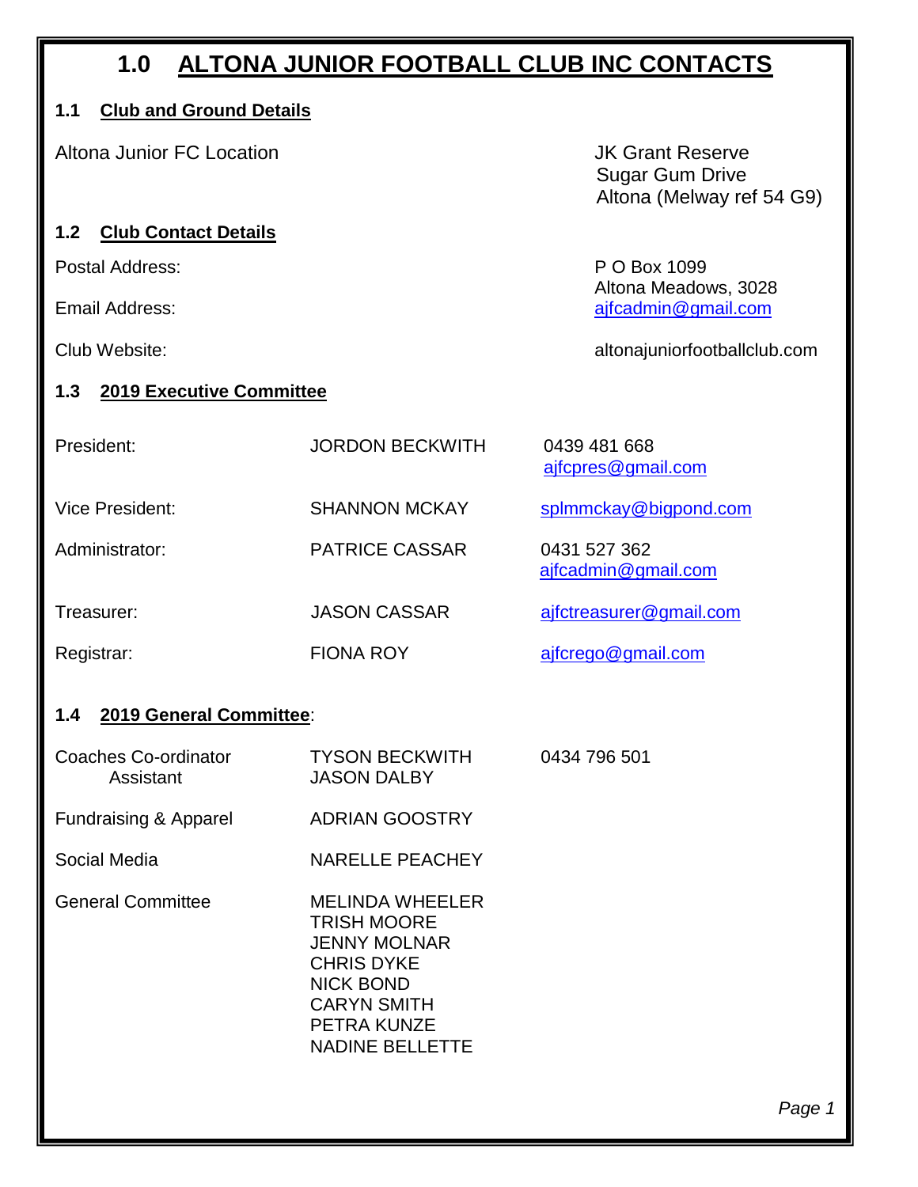# 1.0 ALTONA JUNIOR FOOTBALL CLUB INC CONTACTS

## 1.1 Club and Ground Details

| | |
|---|---|
| Altona Junior FC Location | JK Grant Reserve<br>Sugar Gum Drive<br>Altona (Melway ref 54 G9) |

## 1.2 Club Contact Details

| | |
|---|---|
| Postal Address: | P O Box 1099<br>Altona Meadows, 3028 |
| Email Address: | ajfcadmin@gmail.com |
| Club Website: | altonajuniorfootballclub.com |

## 1.3 2019 Executive Committee

| | | |
|---|---|---|
| President: | JORDON BECKWITH | 0439 481 668<br>ajfcpres@gmail.com |
| Vice President: | SHANNON MCKAY | splmmckay@bigpond.com |
| Administrator: | PATRICE CASSAR | 0431 527 362<br>ajfcadmin@gmail.com |
| Treasurer: | JASON CASSAR | ajfctreasurer@gmail.com |
| Registrar: | FIONA ROY | ajfcrego@gmail.com |

## 1.4 2019 General Committee:

| | | |
|---|---|---|
| Coaches Co-ordinator | TYSON BECKWITH | 0434 796 501 |
| Assistant | JASON DALBY | |
| Fundraising & Apparel | ADRIAN GOOSTRY | |
| Social Media | NARELLE PEACHEY | |
| General Committee | MELINDA WHEELER<br>TRISH MOORE<br>JENNY MOLNAR<br>CHRIS DYKE<br>NICK BOND<br>CARYN SMITH<br>PETRA KUNZE<br>NADINE BELLETTE | |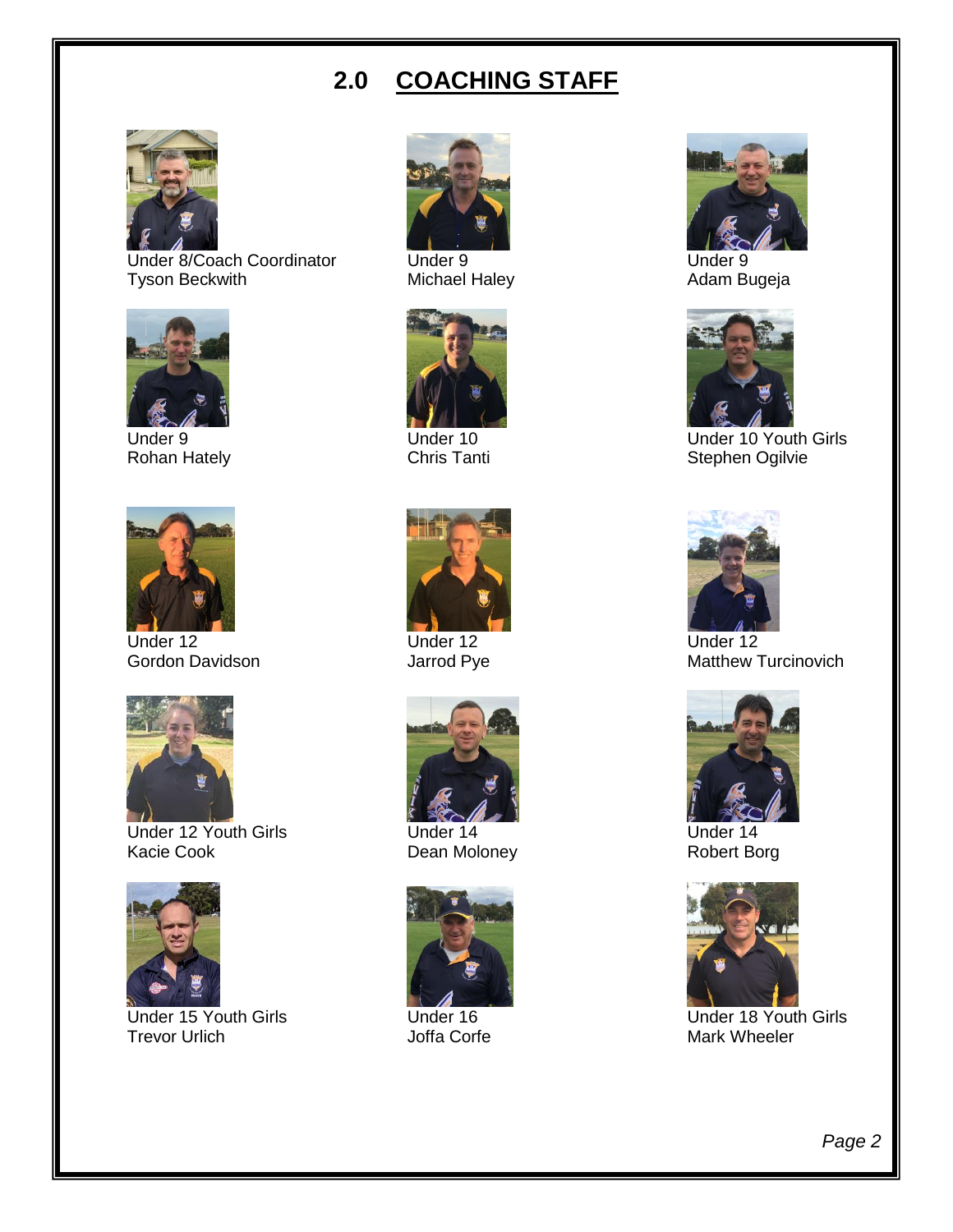## 2.0 COACHING STAFF

Under 8/Coach Coordinator
Tyson Beckwith

Under 9
Michael Haley

Under 9
Adam Bugeja

Under 9
Rohan Hately

Under 10
Chris Tanti

Under 10 Youth Girls
Stephen Ogilvie

Under 12
Gordon Davidson

Under 12
Jarrod Pye

Under 12
Matthew Turcinovich

Under 12 Youth Girls
Kacie Cook

Under 14
Dean Moloney

Under 14
Robert Borg

Under 15 Youth Girls
Trevor Urlich

Under 16
Joffa Corfe

Under 18 Youth Girls
Mark Wheeler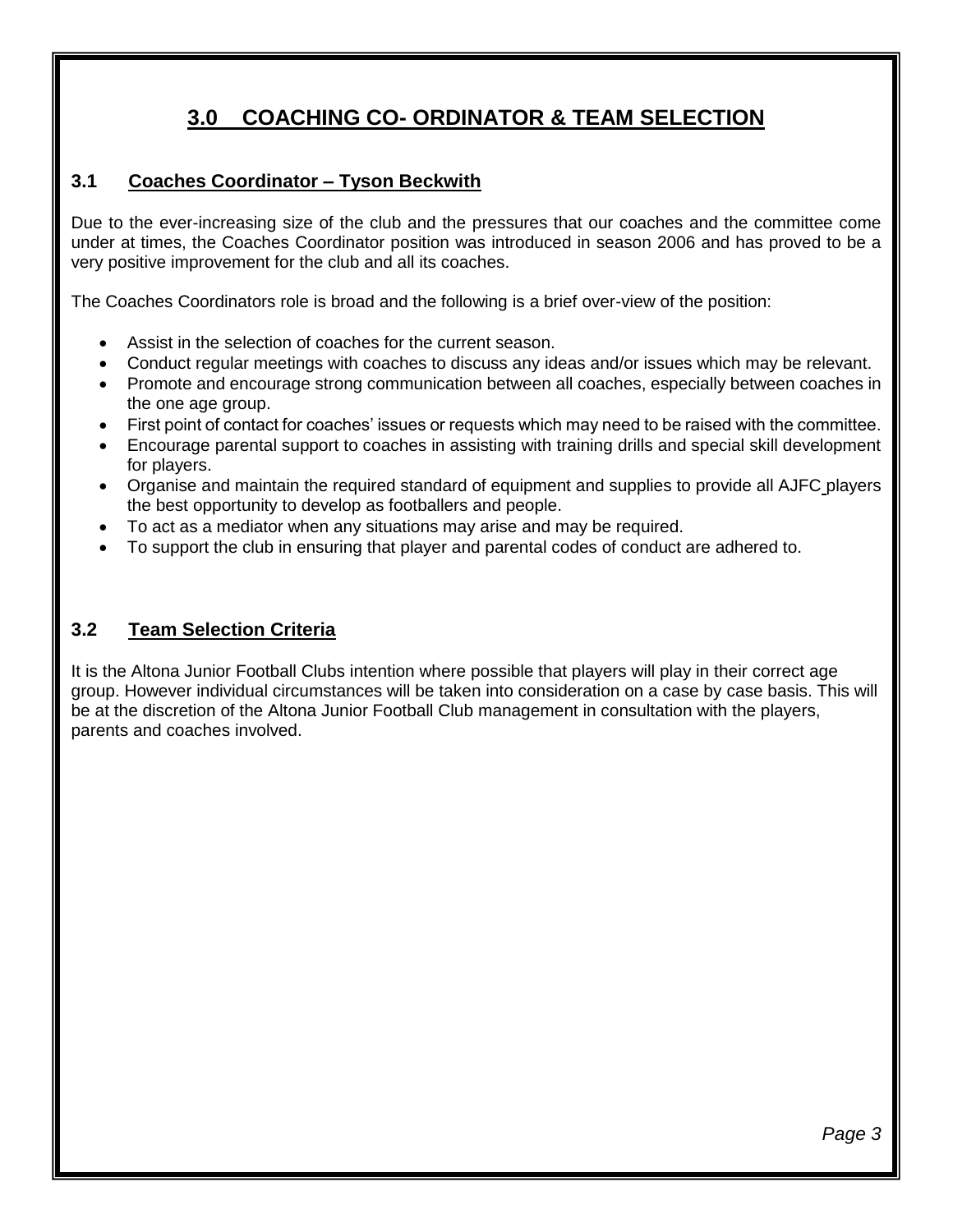# 3.0 COACHING CO- ORDINATOR & TEAM SELECTION

## 3.1 Coaches Coordinator – Tyson Beckwith

Due to the ever-increasing size of the club and the pressures that our coaches and the committee come under at times, the Coaches Coordinator position was introduced in season 2006 and has proved to be a very positive improvement for the club and all its coaches.

The Coaches Coordinators role is broad and the following is a brief over-view of the position:

- Assist in the selection of coaches for the current season.
- Conduct regular meetings with coaches to discuss any ideas and/or issues which may be relevant.
- Promote and encourage strong communication between all coaches, especially between coaches in the one age group.
- First point of contact for coaches' issues or requests which may need to be raised with the committee.
- Encourage parental support to coaches in assisting with training drills and special skill development for players.
- Organise and maintain the required standard of equipment and supplies to provide all AJFC players the best opportunity to develop as footballers and people.
- To act as a mediator when any situations may arise and may be required.
- To support the club in ensuring that player and parental codes of conduct are adhered to.

## 3.2 Team Selection Criteria

It is the Altona Junior Football Clubs intention where possible that players will play in their correct age group. However individual circumstances will be taken into consideration on a case by case basis. This will be at the discretion of the Altona Junior Football Club management in consultation with the players, parents and coaches involved.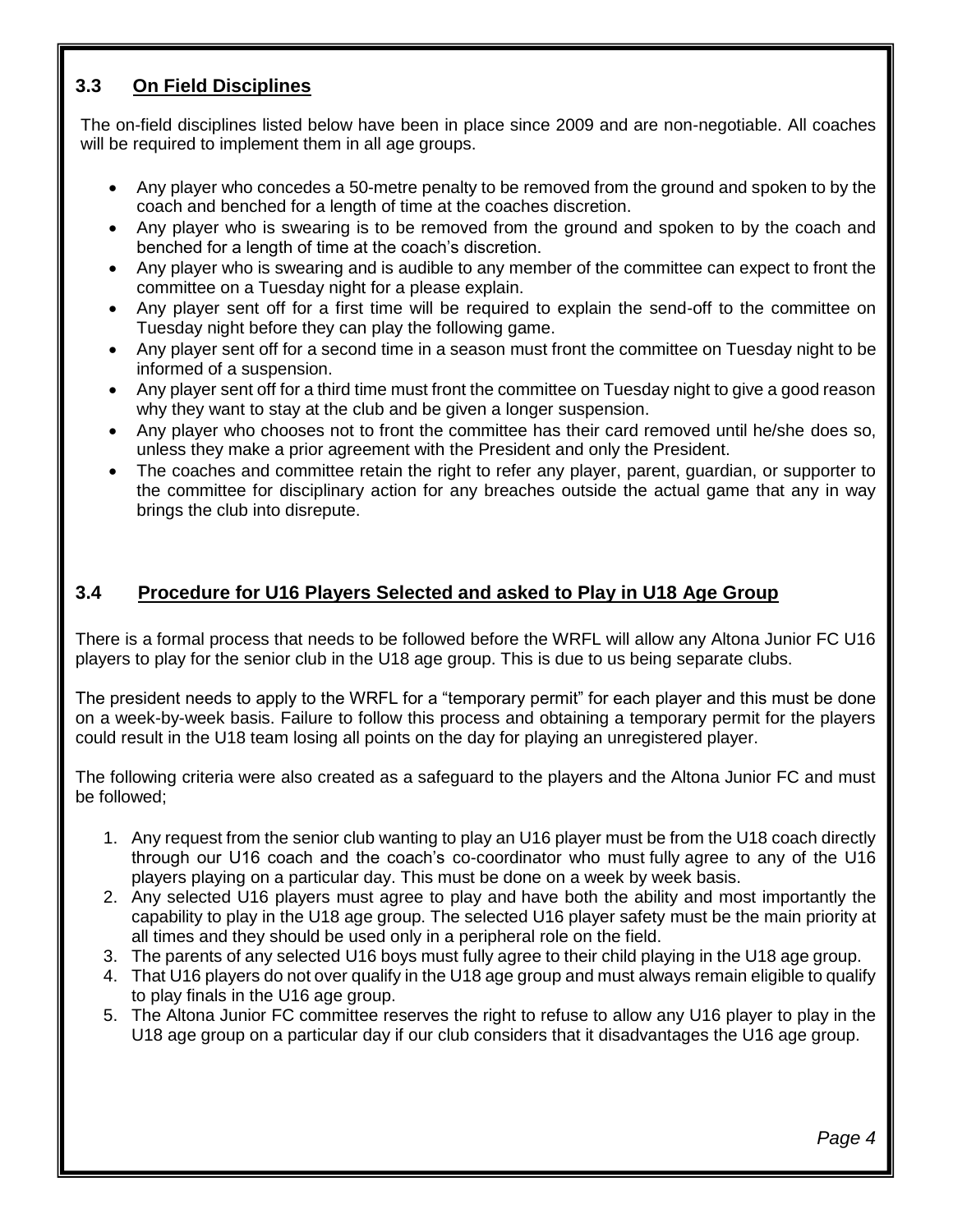### 3.3 On Field Disciplines

The on-field disciplines listed below have been in place since 2009 and are non-negotiable. All coaches will be required to implement them in all age groups.

- Any player who concedes a 50-metre penalty to be removed from the ground and spoken to by the coach and benched for a length of time at the coaches discretion.
- Any player who is swearing is to be removed from the ground and spoken to by the coach and benched for a length of time at the coach's discretion.
- Any player who is swearing and is audible to any member of the committee can expect to front the committee on a Tuesday night for a please explain.
- Any player sent off for a first time will be required to explain the send-off to the committee on Tuesday night before they can play the following game.
- Any player sent off for a second time in a season must front the committee on Tuesday night to be informed of a suspension.
- Any player sent off for a third time must front the committee on Tuesday night to give a good reason why they want to stay at the club and be given a longer suspension.
- Any player who chooses not to front the committee has their card removed until he/she does so, unless they make a prior agreement with the President and only the President.
- The coaches and committee retain the right to refer any player, parent, guardian, or supporter to the committee for disciplinary action for any breaches outside the actual game that any in way brings the club into disrepute.

### 3.4 Procedure for U16 Players Selected and asked to Play in U18 Age Group

There is a formal process that needs to be followed before the WRFL will allow any Altona Junior FC U16 players to play for the senior club in the U18 age group. This is due to us being separate clubs.

The president needs to apply to the WRFL for a "temporary permit" for each player and this must be done on a week-by-week basis. Failure to follow this process and obtaining a temporary permit for the players could result in the U18 team losing all points on the day for playing an unregistered player.

The following criteria were also created as a safeguard to the players and the Altona Junior FC and must be followed;

1. Any request from the senior club wanting to play an U16 player must be from the U18 coach directly through our U16 coach and the coach's co-coordinator who must fully agree to any of the U16 players playing on a particular day. This must be done on a week by week basis.
2. Any selected U16 players must agree to play and have both the ability and most importantly the capability to play in the U18 age group. The selected U16 player safety must be the main priority at all times and they should be used only in a peripheral role on the field.
3. The parents of any selected U16 boys must fully agree to their child playing in the U18 age group.
4. That U16 players do not over qualify in the U18 age group and must always remain eligible to qualify to play finals in the U16 age group.
5. The Altona Junior FC committee reserves the right to refuse to allow any U16 player to play in the U18 age group on a particular day if our club considers that it disadvantages the U16 age group.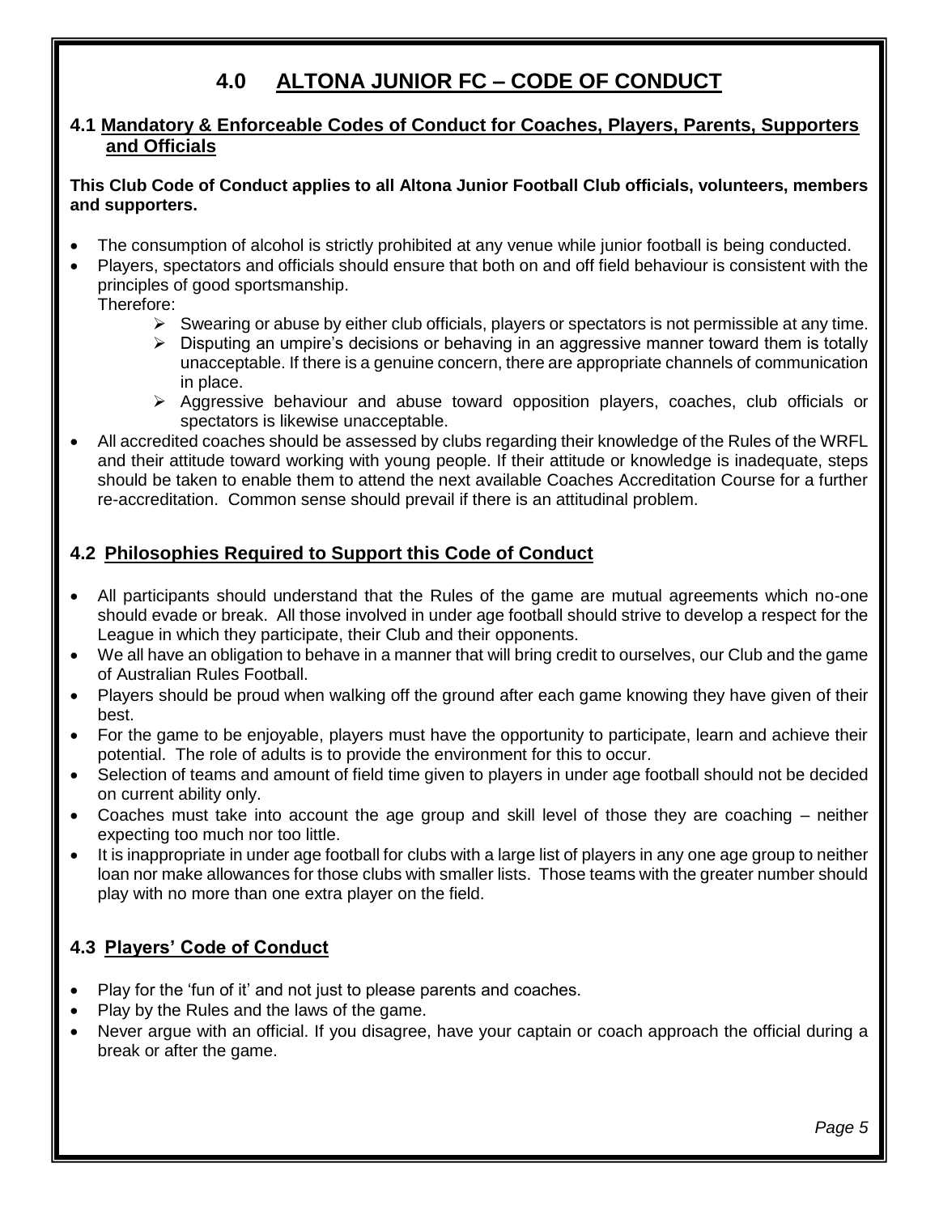# 4.0 ALTONA JUNIOR FC – CODE OF CONDUCT

## 4.1 Mandatory & Enforceable Codes of Conduct for Coaches, Players, Parents, Supporters and Officials

**This Club Code of Conduct applies to all Altona Junior Football Club officials, volunteers, members and supporters.**

- The consumption of alcohol is strictly prohibited at any venue while junior football is being conducted.
- Players, spectators and officials should ensure that both on and off field behaviour is consistent with the principles of good sportsmanship.
  Therefore:
  - Swearing or abuse by either club officials, players or spectators is not permissible at any time.
  - Disputing an umpire's decisions or behaving in an aggressive manner toward them is totally unacceptable. If there is a genuine concern, there are appropriate channels of communication in place.
  - Aggressive behaviour and abuse toward opposition players, coaches, club officials or spectators is likewise unacceptable.
- All accredited coaches should be assessed by clubs regarding their knowledge of the Rules of the WRFL and their attitude toward working with young people. If their attitude or knowledge is inadequate, steps should be taken to enable them to attend the next available Coaches Accreditation Course for a further re-accreditation. Common sense should prevail if there is an attitudinal problem.

## 4.2 Philosophies Required to Support this Code of Conduct

- All participants should understand that the Rules of the game are mutual agreements which no-one should evade or break. All those involved in under age football should strive to develop a respect for the League in which they participate, their Club and their opponents.
- We all have an obligation to behave in a manner that will bring credit to ourselves, our Club and the game of Australian Rules Football.
- Players should be proud when walking off the ground after each game knowing they have given of their best.
- For the game to be enjoyable, players must have the opportunity to participate, learn and achieve their potential. The role of adults is to provide the environment for this to occur.
- Selection of teams and amount of field time given to players in under age football should not be decided on current ability only.
- Coaches must take into account the age group and skill level of those they are coaching – neither expecting too much nor too little.
- It is inappropriate in under age football for clubs with a large list of players in any one age group to neither loan nor make allowances for those clubs with smaller lists. Those teams with the greater number should play with no more than one extra player on the field.

## 4.3 Players' Code of Conduct

- Play for the 'fun of it' and not just to please parents and coaches.
- Play by the Rules and the laws of the game.
- Never argue with an official. If you disagree, have your captain or coach approach the official during a break or after the game.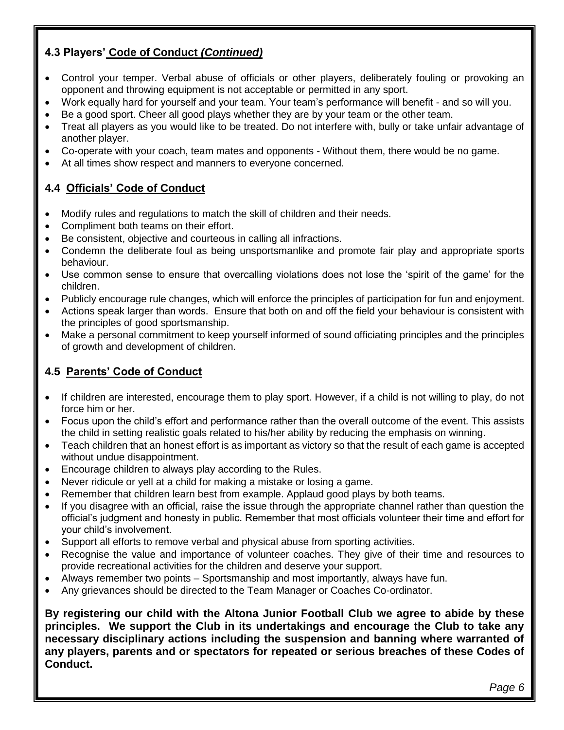### 4.3 Players' Code of Conduct *(Continued)*

- Control your temper. Verbal abuse of officials or other players, deliberately fouling or provoking an opponent and throwing equipment is not acceptable or permitted in any sport.
- Work equally hard for yourself and your team. Your team's performance will benefit - and so will you.
- Be a good sport. Cheer all good plays whether they are by your team or the other team.
- Treat all players as you would like to be treated. Do not interfere with, bully or take unfair advantage of another player.
- Co-operate with your coach, team mates and opponents - Without them, there would be no game.
- At all times show respect and manners to everyone concerned.

### 4.4 Officials' Code of Conduct

- Modify rules and regulations to match the skill of children and their needs.
- Compliment both teams on their effort.
- Be consistent, objective and courteous in calling all infractions.
- Condemn the deliberate foul as being unsportsmanlike and promote fair play and appropriate sports behaviour.
- Use common sense to ensure that overcalling violations does not lose the 'spirit of the game' for the children.
- Publicly encourage rule changes, which will enforce the principles of participation for fun and enjoyment.
- Actions speak larger than words. Ensure that both on and off the field your behaviour is consistent with the principles of good sportsmanship.
- Make a personal commitment to keep yourself informed of sound officiating principles and the principles of growth and development of children.

### 4.5 Parents' Code of Conduct

- If children are interested, encourage them to play sport. However, if a child is not willing to play, do not force him or her.
- Focus upon the child's effort and performance rather than the overall outcome of the event. This assists the child in setting realistic goals related to his/her ability by reducing the emphasis on winning.
- Teach children that an honest effort is as important as victory so that the result of each game is accepted without undue disappointment.
- Encourage children to always play according to the Rules.
- Never ridicule or yell at a child for making a mistake or losing a game.
- Remember that children learn best from example. Applaud good plays by both teams.
- If you disagree with an official, raise the issue through the appropriate channel rather than question the official's judgment and honesty in public. Remember that most officials volunteer their time and effort for your child's involvement.
- Support all efforts to remove verbal and physical abuse from sporting activities.
- Recognise the value and importance of volunteer coaches. They give of their time and resources to provide recreational activities for the children and deserve your support.
- Always remember two points – Sportsmanship and most importantly, always have fun.
- Any grievances should be directed to the Team Manager or Coaches Co-ordinator.

**By registering our child with the Altona Junior Football Club we agree to abide by these principles. We support the Club in its undertakings and encourage the Club to take any necessary disciplinary actions including the suspension and banning where warranted of any players, parents and or spectators for repeated or serious breaches of these Codes of Conduct.**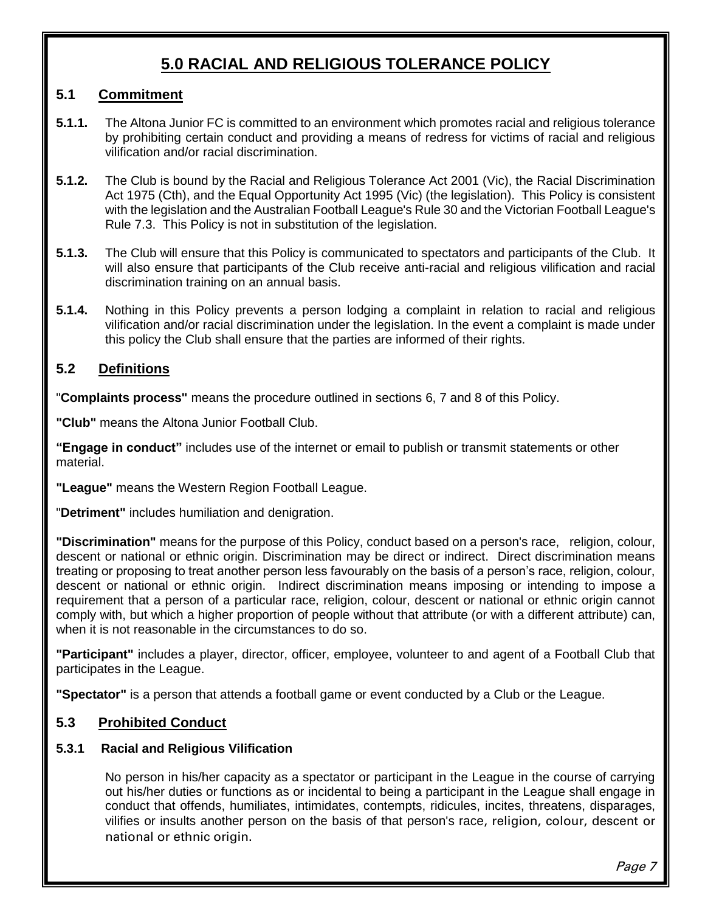# 5.0 RACIAL AND RELIGIOUS TOLERANCE POLICY

## 5.1 Commitment

**5.1.1.** The Altona Junior FC is committed to an environment which promotes racial and religious tolerance by prohibiting certain conduct and providing a means of redress for victims of racial and religious vilification and/or racial discrimination.

**5.1.2.** The Club is bound by the Racial and Religious Tolerance Act 2001 (Vic), the Racial Discrimination Act 1975 (Cth), and the Equal Opportunity Act 1995 (Vic) (the legislation). This Policy is consistent with the legislation and the Australian Football League's Rule 30 and the Victorian Football League's Rule 7.3. This Policy is not in substitution of the legislation.

**5.1.3.** The Club will ensure that this Policy is communicated to spectators and participants of the Club. It will also ensure that participants of the Club receive anti-racial and religious vilification and racial discrimination training on an annual basis.

**5.1.4.** Nothing in this Policy prevents a person lodging a complaint in relation to racial and religious vilification and/or racial discrimination under the legislation. In the event a complaint is made under this policy the Club shall ensure that the parties are informed of their rights.

## 5.2 Definitions

"**Complaints process"** means the procedure outlined in sections 6, 7 and 8 of this Policy.

**"Club"** means the Altona Junior Football Club.

**"Engage in conduct"** includes use of the internet or email to publish or transmit statements or other material.

**"League"** means the Western Region Football League.

"**Detriment"** includes humiliation and denigration.

**"Discrimination"** means for the purpose of this Policy, conduct based on a person's race, religion, colour, descent or national or ethnic origin. Discrimination may be direct or indirect. Direct discrimination means treating or proposing to treat another person less favourably on the basis of a person's race, religion, colour, descent or national or ethnic origin. Indirect discrimination means imposing or intending to impose a requirement that a person of a particular race, religion, colour, descent or national or ethnic origin cannot comply with, but which a higher proportion of people without that attribute (or with a different attribute) can, when it is not reasonable in the circumstances to do so.

**"Participant"** includes a player, director, officer, employee, volunteer to and agent of a Football Club that participates in the League.

**"Spectator"** is a person that attends a football game or event conducted by a Club or the League.

## 5.3 Prohibited Conduct

### 5.3.1 Racial and Religious Vilification

No person in his/her capacity as a spectator or participant in the League in the course of carrying out his/her duties or functions as or incidental to being a participant in the League shall engage in conduct that offends, humiliates, intimidates, contempts, ridicules, incites, threatens, disparages, vilifies or insults another person on the basis of that person's race, religion, colour, descent or national or ethnic origin.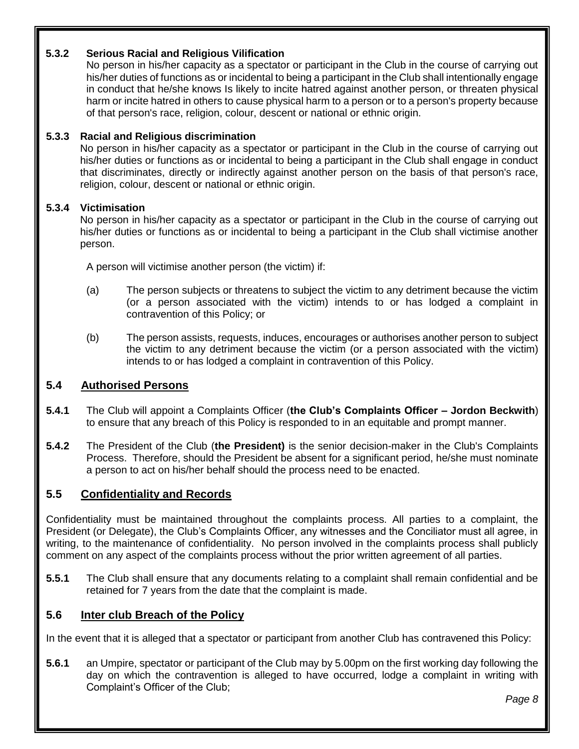**5.3.2 Serious Racial and Religious Vilification**

No person in his/her capacity as a spectator or participant in the Club in the course of carrying out his/her duties of functions as or incidental to being a participant in the Club shall intentionally engage in conduct that he/she knows Is likely to incite hatred against another person, or threaten physical harm or incite hatred in others to cause physical harm to a person or to a person's property because of that person's race, religion, colour, descent or national or ethnic origin.

**5.3.3 Racial and Religious discrimination**

No person in his/her capacity as a spectator or participant in the Club in the course of carrying out his/her duties or functions as or incidental to being a participant in the Club shall engage in conduct that discriminates, directly or indirectly against another person on the basis of that person's race, religion, colour, descent or national or ethnic origin.

**5.3.4 Victimisation**

No person in his/her capacity as a spectator or participant in the Club in the course of carrying out his/her duties or functions as or incidental to being a participant in the Club shall victimise another person.

A person will victimise another person (the victim) if:

(a) The person subjects or threatens to subject the victim to any detriment because the victim (or a person associated with the victim) intends to or has lodged a complaint in contravention of this Policy; or

(b) The person assists, requests, induces, encourages or authorises another person to subject the victim to any detriment because the victim (or a person associated with the victim) intends to or has lodged a complaint in contravention of this Policy.

## 5.4 Authorised Persons

**5.4.1** The Club will appoint a Complaints Officer (**the Club's Complaints Officer – Jordon Beckwith**) to ensure that any breach of this Policy is responded to in an equitable and prompt manner.

**5.4.2** The President of the Club (**the President)** is the senior decision-maker in the Club's Complaints Process. Therefore, should the President be absent for a significant period, he/she must nominate a person to act on his/her behalf should the process need to be enacted.

## 5.5 Confidentiality and Records

Confidentiality must be maintained throughout the complaints process. All parties to a complaint, the President (or Delegate), the Club's Complaints Officer, any witnesses and the Conciliator must all agree, in writing, to the maintenance of confidentiality. No person involved in the complaints process shall publicly comment on any aspect of the complaints process without the prior written agreement of all parties.

**5.5.1** The Club shall ensure that any documents relating to a complaint shall remain confidential and be retained for 7 years from the date that the complaint is made.

## 5.6 Inter club Breach of the Policy

In the event that it is alleged that a spectator or participant from another Club has contravened this Policy:

**5.6.1** an Umpire, spectator or participant of the Club may by 5.00pm on the first working day following the day on which the contravention is alleged to have occurred, lodge a complaint in writing with Complaint's Officer of the Club;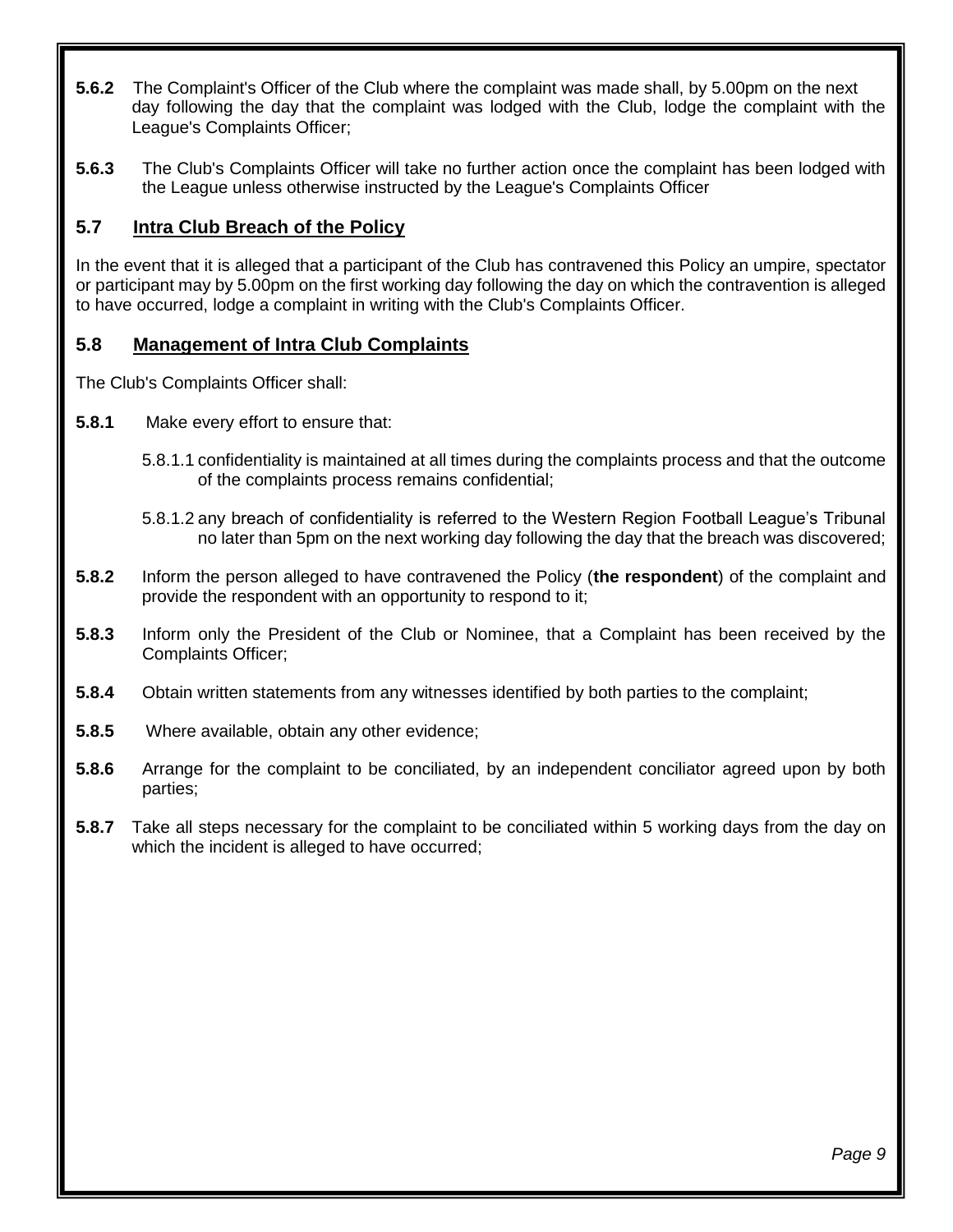**5.6.2** The Complaint's Officer of the Club where the complaint was made shall, by 5.00pm on the next day following the day that the complaint was lodged with the Club, lodge the complaint with the League's Complaints Officer;

**5.6.3** The Club's Complaints Officer will take no further action once the complaint has been lodged with the League unless otherwise instructed by the League's Complaints Officer

## 5.7 Intra Club Breach of the Policy

In the event that it is alleged that a participant of the Club has contravened this Policy an umpire, spectator or participant may by 5.00pm on the first working day following the day on which the contravention is alleged to have occurred, lodge a complaint in writing with the Club's Complaints Officer.

## 5.8 Management of Intra Club Complaints

The Club's Complaints Officer shall:

**5.8.1** Make every effort to ensure that:

5.8.1.1 confidentiality is maintained at all times during the complaints process and that the outcome of the complaints process remains confidential;

5.8.1.2 any breach of confidentiality is referred to the Western Region Football League's Tribunal no later than 5pm on the next working day following the day that the breach was discovered;

**5.8.2** Inform the person alleged to have contravened the Policy (**the respondent**) of the complaint and provide the respondent with an opportunity to respond to it;

**5.8.3** Inform only the President of the Club or Nominee, that a Complaint has been received by the Complaints Officer;

**5.8.4** Obtain written statements from any witnesses identified by both parties to the complaint;

**5.8.5** Where available, obtain any other evidence;

**5.8.6** Arrange for the complaint to be conciliated, by an independent conciliator agreed upon by both parties;

**5.8.7** Take all steps necessary for the complaint to be conciliated within 5 working days from the day on which the incident is alleged to have occurred;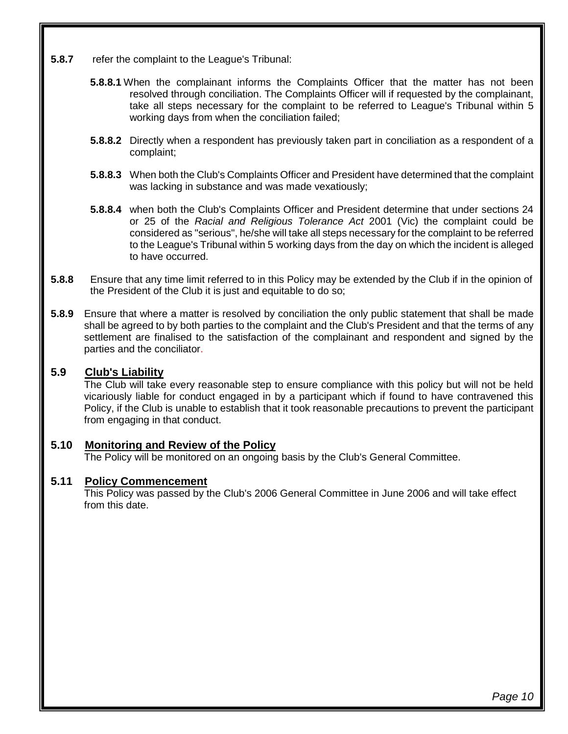**5.8.7** refer the complaint to the League's Tribunal:

**5.8.8.1** When the complainant informs the Complaints Officer that the matter has not been resolved through conciliation. The Complaints Officer will if requested by the complainant, take all steps necessary for the complaint to be referred to League's Tribunal within 5 working days from when the conciliation failed;

**5.8.8.2** Directly when a respondent has previously taken part in conciliation as a respondent of a complaint;

**5.8.8.3** When both the Club's Complaints Officer and President have determined that the complaint was lacking in substance and was made vexatiously;

**5.8.8.4** when both the Club's Complaints Officer and President determine that under sections 24 or 25 of the *Racial and Religious Tolerance Act* 2001 (Vic) the complaint could be considered as "serious", he/she will take all steps necessary for the complaint to be referred to the League's Tribunal within 5 working days from the day on which the incident is alleged to have occurred.

**5.8.8** Ensure that any time limit referred to in this Policy may be extended by the Club if in the opinion of the President of the Club it is just and equitable to do so;

**5.8.9** Ensure that where a matter is resolved by conciliation the only public statement that shall be made shall be agreed to by both parties to the complaint and the Club's President and that the terms of any settlement are finalised to the satisfaction of the complainant and respondent and signed by the parties and the conciliator.

## 5.9 Club's Liability

The Club will take every reasonable step to ensure compliance with this policy but will not be held vicariously liable for conduct engaged in by a participant which if found to have contravened this Policy, if the Club is unable to establish that it took reasonable precautions to prevent the participant from engaging in that conduct.

## 5.10 Monitoring and Review of the Policy

The Policy will be monitored on an ongoing basis by the Club's General Committee.

## 5.11 Policy Commencement

This Policy was passed by the Club's 2006 General Committee in June 2006 and will take effect from this date.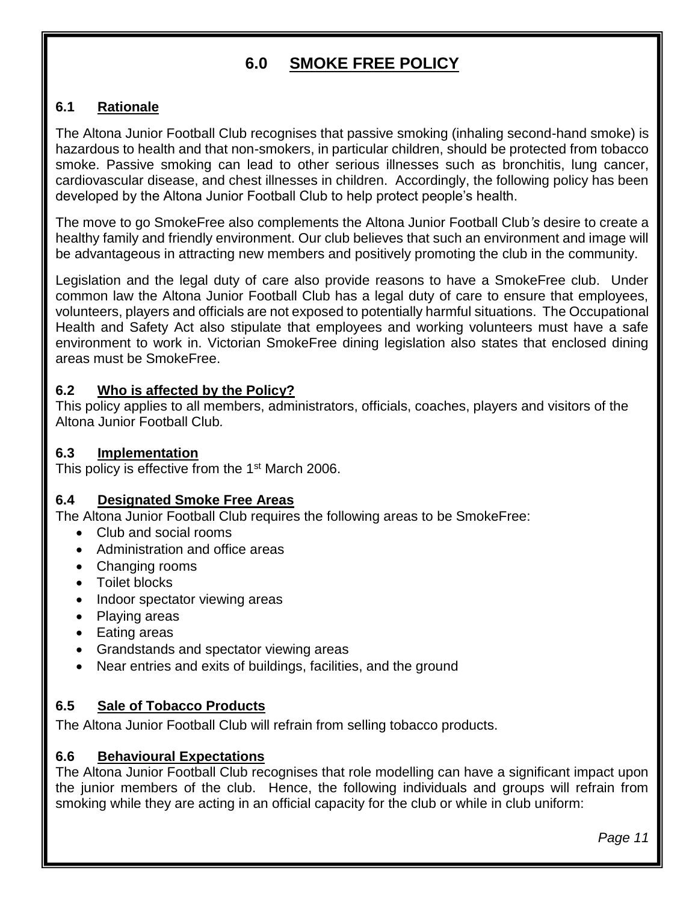# 6.0 SMOKE FREE POLICY

## 6.1 Rationale

The Altona Junior Football Club recognises that passive smoking (inhaling second-hand smoke) is hazardous to health and that non-smokers, in particular children, should be protected from tobacco smoke. Passive smoking can lead to other serious illnesses such as bronchitis, lung cancer, cardiovascular disease, and chest illnesses in children. Accordingly, the following policy has been developed by the Altona Junior Football Club to help protect people's health.

The move to go SmokeFree also complements the Altona Junior Football Club*'s* desire to create a healthy family and friendly environment. Our club believes that such an environment and image will be advantageous in attracting new members and positively promoting the club in the community.

Legislation and the legal duty of care also provide reasons to have a SmokeFree club. Under common law the Altona Junior Football Club has a legal duty of care to ensure that employees, volunteers, players and officials are not exposed to potentially harmful situations. The Occupational Health and Safety Act also stipulate that employees and working volunteers must have a safe environment to work in. Victorian SmokeFree dining legislation also states that enclosed dining areas must be SmokeFree.

## 6.2 Who is affected by the Policy?

This policy applies to all members, administrators, officials, coaches, players and visitors of the Altona Junior Football Club*.*

## 6.3 Implementation

This policy is effective from the 1st March 2006.

## 6.4 Designated Smoke Free Areas

The Altona Junior Football Club requires the following areas to be SmokeFree:

- Club and social rooms
- Administration and office areas
- Changing rooms
- Toilet blocks
- Indoor spectator viewing areas
- Playing areas
- Eating areas
- Grandstands and spectator viewing areas
- Near entries and exits of buildings, facilities, and the ground

## 6.5 Sale of Tobacco Products

The Altona Junior Football Club will refrain from selling tobacco products.

## 6.6 Behavioural Expectations

The Altona Junior Football Club recognises that role modelling can have a significant impact upon the junior members of the club. Hence, the following individuals and groups will refrain from smoking while they are acting in an official capacity for the club or while in club uniform: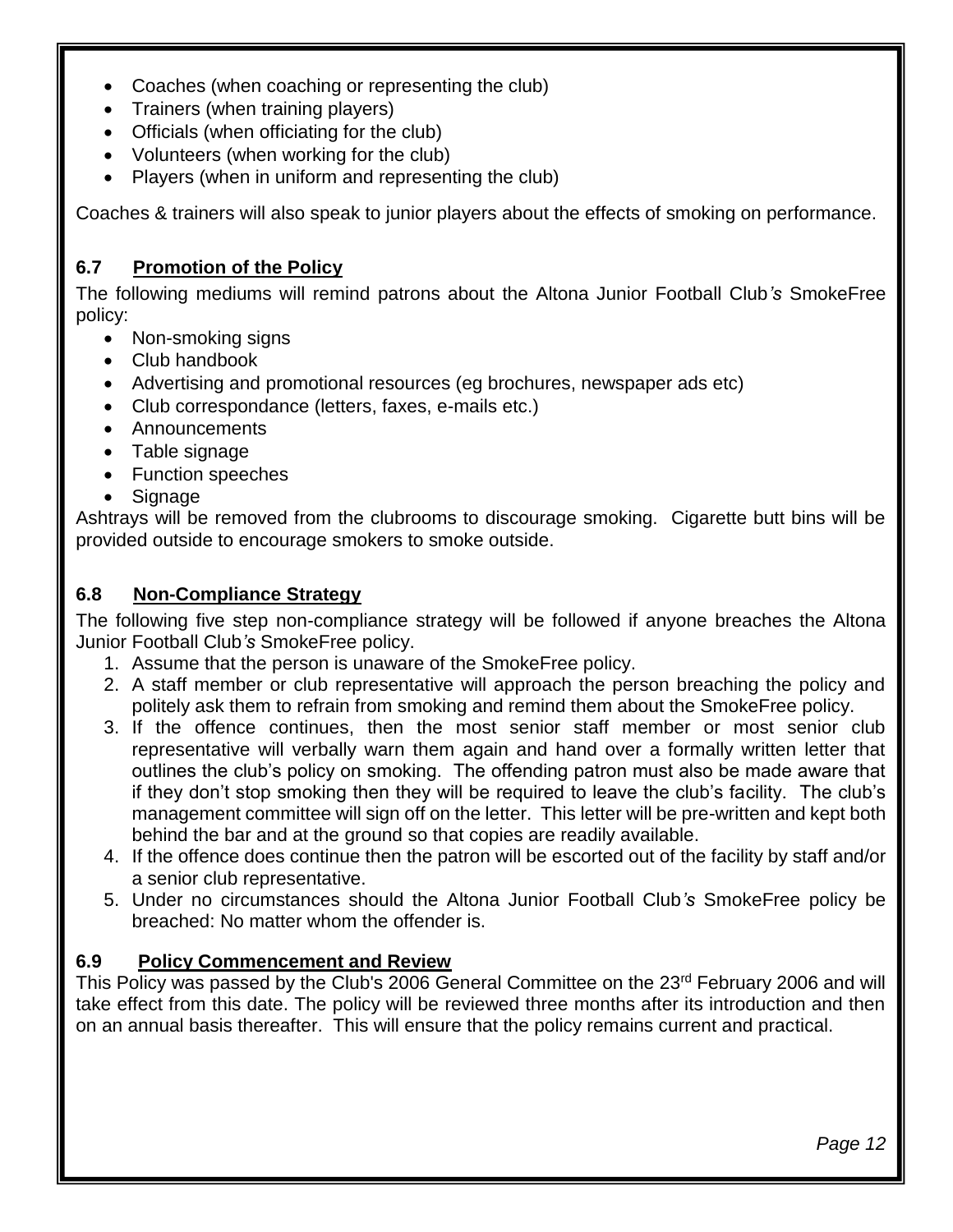- Coaches (when coaching or representing the club)
- Trainers (when training players)
- Officials (when officiating for the club)
- Volunteers (when working for the club)
- Players (when in uniform and representing the club)

Coaches & trainers will also speak to junior players about the effects of smoking on performance.

### 6.7 Promotion of the Policy

The following mediums will remind patrons about the Altona Junior Football Club*'s* SmokeFree policy:

- Non-smoking signs
- Club handbook
- Advertising and promotional resources (eg brochures, newspaper ads etc)
- Club correspondance (letters, faxes, e-mails etc.)
- Announcements
- Table signage
- Function speeches
- Signage

Ashtrays will be removed from the clubrooms to discourage smoking. Cigarette butt bins will be provided outside to encourage smokers to smoke outside.

### 6.8 Non-Compliance Strategy

The following five step non-compliance strategy will be followed if anyone breaches the Altona Junior Football Club*'s* SmokeFree policy.

1. Assume that the person is unaware of the SmokeFree policy.
2. A staff member or club representative will approach the person breaching the policy and politely ask them to refrain from smoking and remind them about the SmokeFree policy.
3. If the offence continues, then the most senior staff member or most senior club representative will verbally warn them again and hand over a formally written letter that outlines the club's policy on smoking. The offending patron must also be made aware that if they don't stop smoking then they will be required to leave the club's facility. The club's management committee will sign off on the letter. This letter will be pre-written and kept both behind the bar and at the ground so that copies are readily available.
4. If the offence does continue then the patron will be escorted out of the facility by staff and/or a senior club representative.
5. Under no circumstances should the Altona Junior Football Club*'s* SmokeFree policy be breached: No matter whom the offender is.

### 6.9 Policy Commencement and Review

This Policy was passed by the Club's 2006 General Committee on the 23rd February 2006 and will take effect from this date. The policy will be reviewed three months after its introduction and then on an annual basis thereafter. This will ensure that the policy remains current and practical.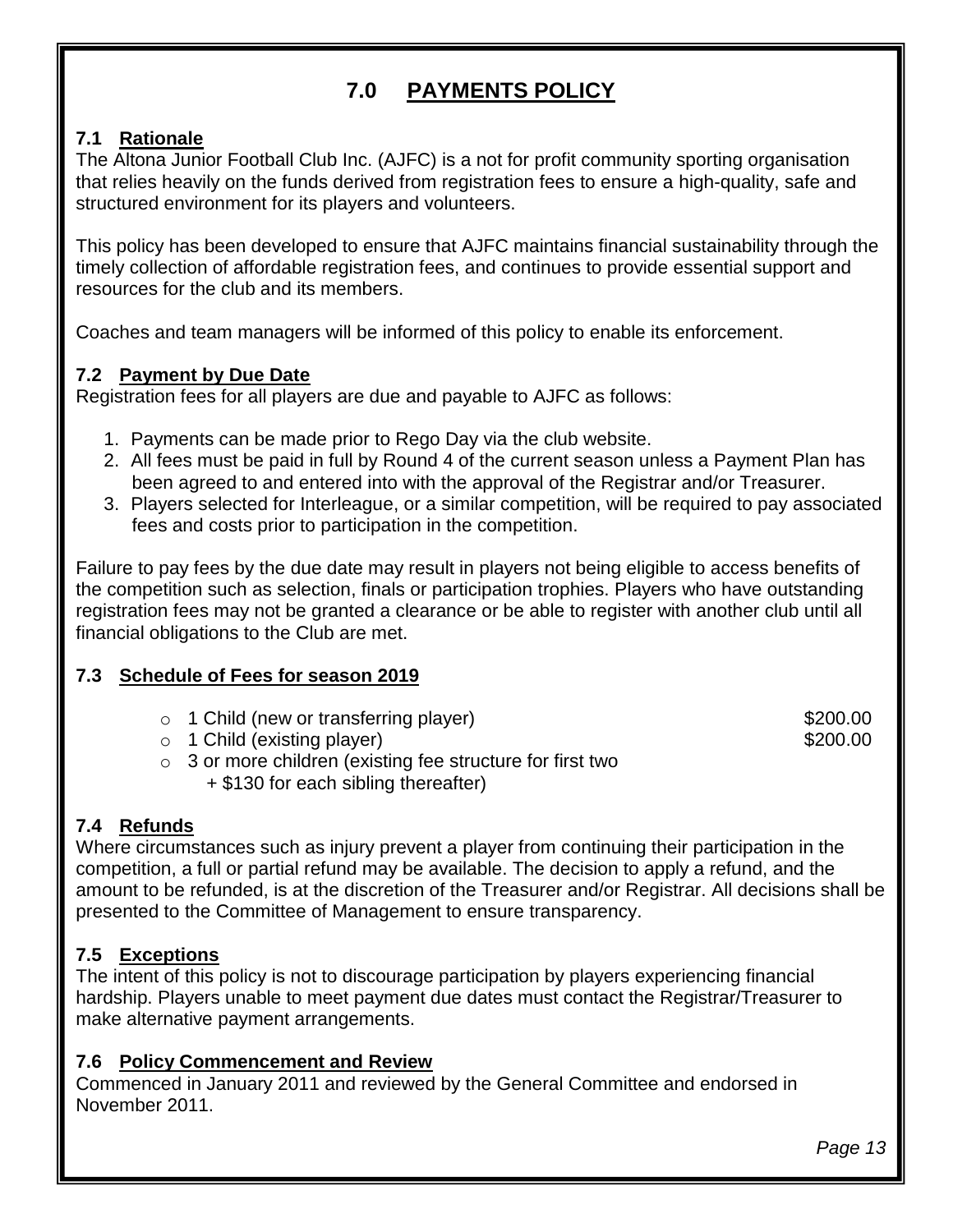# 7.0 PAYMENTS POLICY

## 7.1 Rationale

The Altona Junior Football Club Inc. (AJFC) is a not for profit community sporting organisation that relies heavily on the funds derived from registration fees to ensure a high-quality, safe and structured environment for its players and volunteers.

This policy has been developed to ensure that AJFC maintains financial sustainability through the timely collection of affordable registration fees, and continues to provide essential support and resources for the club and its members.

Coaches and team managers will be informed of this policy to enable its enforcement.

## 7.2 Payment by Due Date

Registration fees for all players are due and payable to AJFC as follows:

1. Payments can be made prior to Rego Day via the club website.
2. All fees must be paid in full by Round 4 of the current season unless a Payment Plan has been agreed to and entered into with the approval of the Registrar and/or Treasurer.
3. Players selected for Interleague, or a similar competition, will be required to pay associated fees and costs prior to participation in the competition.

Failure to pay fees by the due date may result in players not being eligible to access benefits of the competition such as selection, finals or participation trophies. Players who have outstanding registration fees may not be granted a clearance or be able to register with another club until all financial obligations to the Club are met.

## 7.3 Schedule of Fees for season 2019

- 1 Child (new or transferring player) $200.00
- 1 Child (existing player) $200.00
- 3 or more children (existing fee structure for first two + $130 for each sibling thereafter)

## 7.4 Refunds

Where circumstances such as injury prevent a player from continuing their participation in the competition, a full or partial refund may be available. The decision to apply a refund, and the amount to be refunded, is at the discretion of the Treasurer and/or Registrar. All decisions shall be presented to the Committee of Management to ensure transparency.

## 7.5 Exceptions

The intent of this policy is not to discourage participation by players experiencing financial hardship. Players unable to meet payment due dates must contact the Registrar/Treasurer to make alternative payment arrangements.

## 7.6 Policy Commencement and Review

Commenced in January 2011 and reviewed by the General Committee and endorsed in November 2011.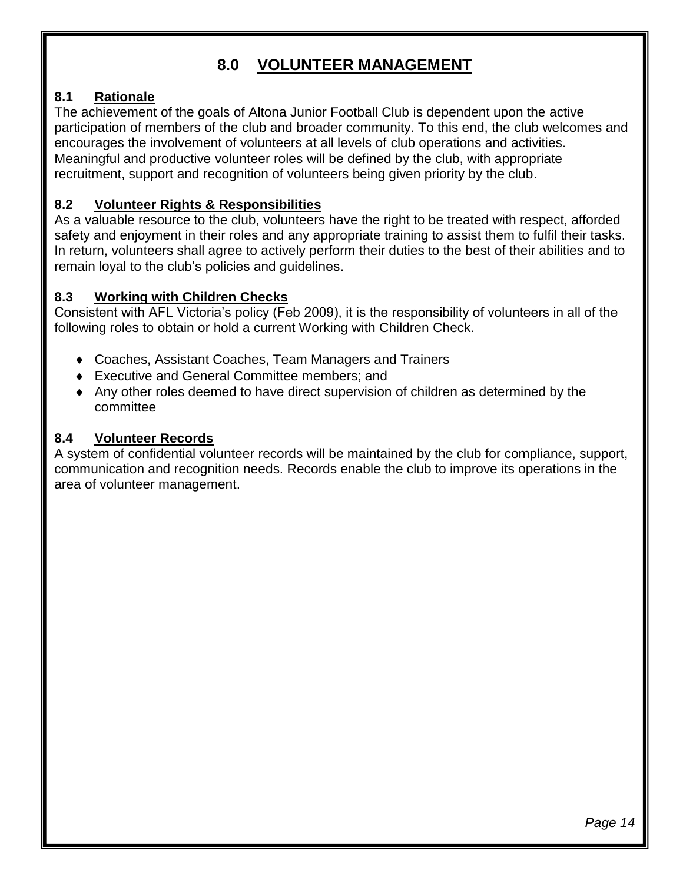# 8.0 VOLUNTEER MANAGEMENT

## 8.1 Rationale

The achievement of the goals of Altona Junior Football Club is dependent upon the active participation of members of the club and broader community. To this end, the club welcomes and encourages the involvement of volunteers at all levels of club operations and activities. Meaningful and productive volunteer roles will be defined by the club, with appropriate recruitment, support and recognition of volunteers being given priority by the club.

## 8.2 Volunteer Rights & Responsibilities

As a valuable resource to the club, volunteers have the right to be treated with respect, afforded safety and enjoyment in their roles and any appropriate training to assist them to fulfil their tasks. In return, volunteers shall agree to actively perform their duties to the best of their abilities and to remain loyal to the club's policies and guidelines.

## 8.3 Working with Children Checks

Consistent with AFL Victoria's policy (Feb 2009), it is the responsibility of volunteers in all of the following roles to obtain or hold a current Working with Children Check.

- Coaches, Assistant Coaches, Team Managers and Trainers
- Executive and General Committee members; and
- Any other roles deemed to have direct supervision of children as determined by the committee

## 8.4 Volunteer Records

A system of confidential volunteer records will be maintained by the club for compliance, support, communication and recognition needs. Records enable the club to improve its operations in the area of volunteer management.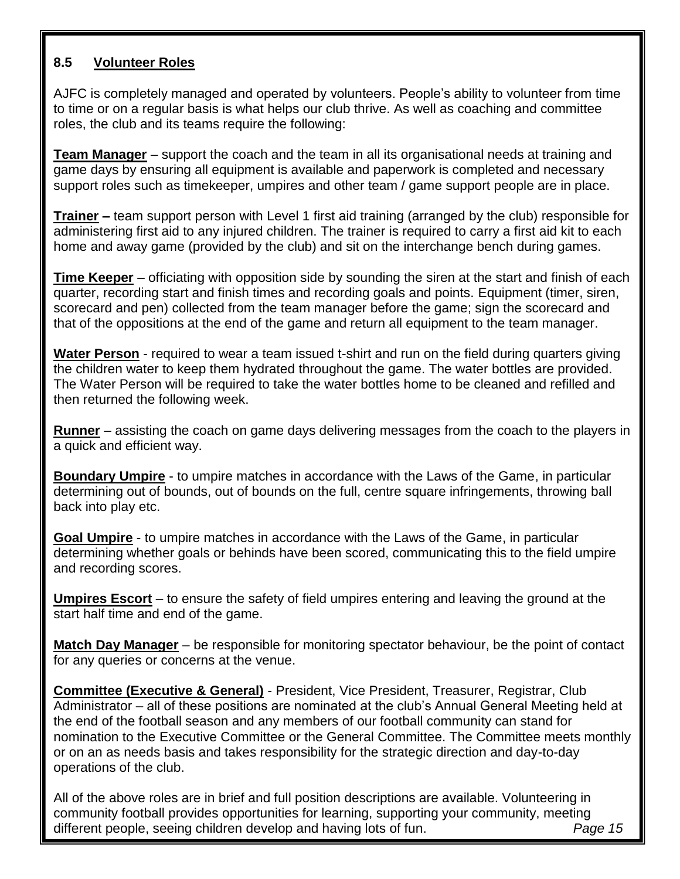## 8.5 Volunteer Roles

AJFC is completely managed and operated by volunteers. People's ability to volunteer from time to time or on a regular basis is what helps our club thrive. As well as coaching and committee roles, the club and its teams require the following:

**Team Manager** – support the coach and the team in all its organisational needs at training and game days by ensuring all equipment is available and paperwork is completed and necessary support roles such as timekeeper, umpires and other team / game support people are in place.

**Trainer –** team support person with Level 1 first aid training (arranged by the club) responsible for administering first aid to any injured children. The trainer is required to carry a first aid kit to each home and away game (provided by the club) and sit on the interchange bench during games.

**Time Keeper** – officiating with opposition side by sounding the siren at the start and finish of each quarter, recording start and finish times and recording goals and points. Equipment (timer, siren, scorecard and pen) collected from the team manager before the game; sign the scorecard and that of the oppositions at the end of the game and return all equipment to the team manager.

**Water Person** - required to wear a team issued t-shirt and run on the field during quarters giving the children water to keep them hydrated throughout the game. The water bottles are provided. The Water Person will be required to take the water bottles home to be cleaned and refilled and then returned the following week.

**Runner** – assisting the coach on game days delivering messages from the coach to the players in a quick and efficient way.

**Boundary Umpire** - to umpire matches in accordance with the Laws of the Game, in particular determining out of bounds, out of bounds on the full, centre square infringements, throwing ball back into play etc.

**Goal Umpire** - to umpire matches in accordance with the Laws of the Game, in particular determining whether goals or behinds have been scored, communicating this to the field umpire and recording scores.

**Umpires Escort** – to ensure the safety of field umpires entering and leaving the ground at the start half time and end of the game.

**Match Day Manager** – be responsible for monitoring spectator behaviour, be the point of contact for any queries or concerns at the venue.

**Committee (Executive & General)** - President, Vice President, Treasurer, Registrar, Club Administrator – all of these positions are nominated at the club's Annual General Meeting held at the end of the football season and any members of our football community can stand for nomination to the Executive Committee or the General Committee. The Committee meets monthly or on an as needs basis and takes responsibility for the strategic direction and day-to-day operations of the club.

All of the above roles are in brief and full position descriptions are available. Volunteering in community football provides opportunities for learning, supporting your community, meeting different people, seeing children develop and having lots of fun.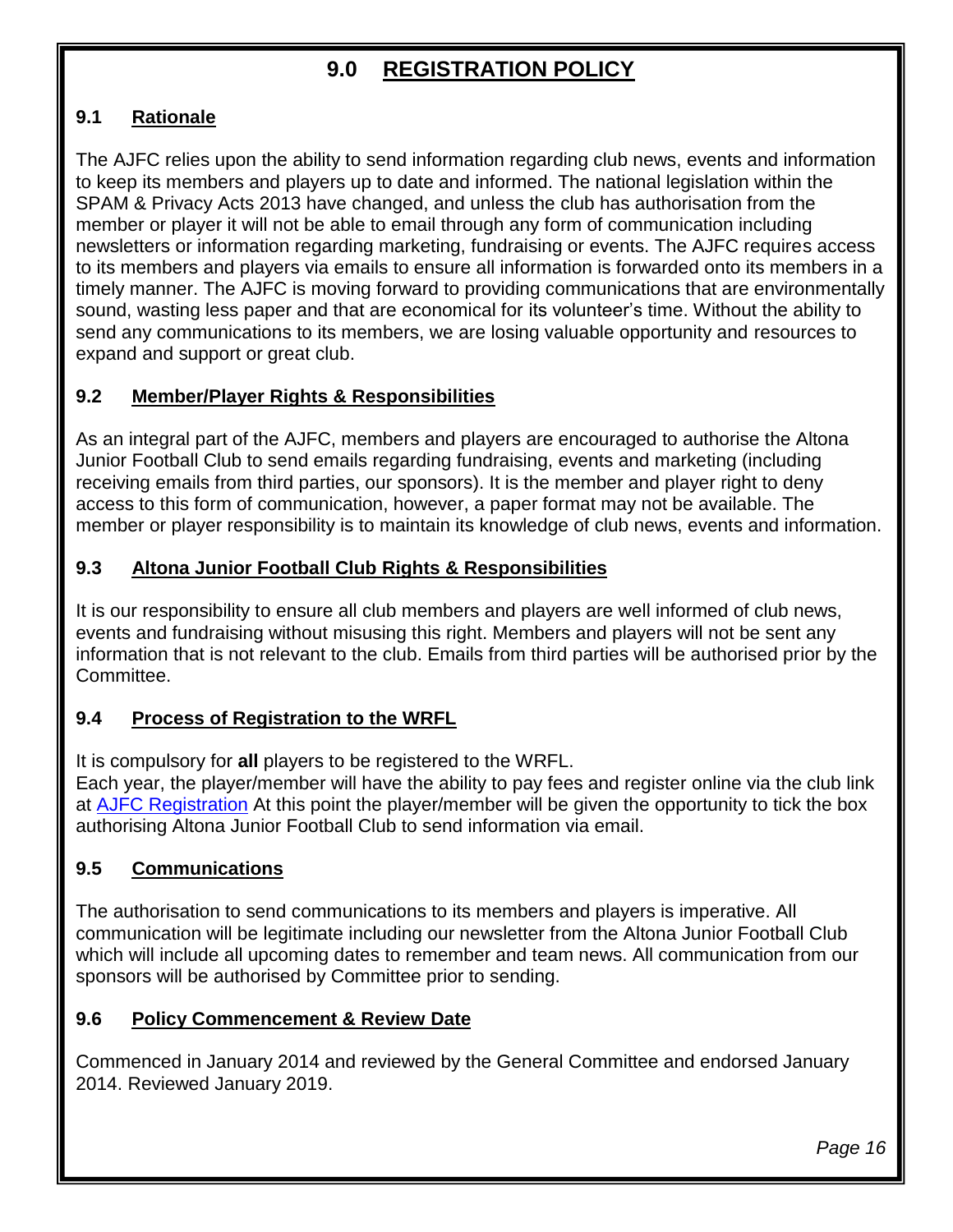# 9.0 REGISTRATION POLICY

## 9.1 Rationale

The AJFC relies upon the ability to send information regarding club news, events and information to keep its members and players up to date and informed. The national legislation within the SPAM & Privacy Acts 2013 have changed, and unless the club has authorisation from the member or player it will not be able to email through any form of communication including newsletters or information regarding marketing, fundraising or events. The AJFC requires access to its members and players via emails to ensure all information is forwarded onto its members in a timely manner. The AJFC is moving forward to providing communications that are environmentally sound, wasting less paper and that are economical for its volunteer's time. Without the ability to send any communications to its members, we are losing valuable opportunity and resources to expand and support or great club.

## 9.2 Member/Player Rights & Responsibilities

As an integral part of the AJFC, members and players are encouraged to authorise the Altona Junior Football Club to send emails regarding fundraising, events and marketing (including receiving emails from third parties, our sponsors). It is the member and player right to deny access to this form of communication, however, a paper format may not be available. The member or player responsibility is to maintain its knowledge of club news, events and information.

## 9.3 Altona Junior Football Club Rights & Responsibilities

It is our responsibility to ensure all club members and players are well informed of club news, events and fundraising without misusing this right. Members and players will not be sent any information that is not relevant to the club. Emails from third parties will be authorised prior by the Committee.

## 9.4 Process of Registration to the WRFL

It is compulsory for **all** players to be registered to the WRFL.
Each year, the player/member will have the ability to pay fees and register online via the club link at AJFC Registration At this point the player/member will be given the opportunity to tick the box authorising Altona Junior Football Club to send information via email.

## 9.5 Communications

The authorisation to send communications to its members and players is imperative. All communication will be legitimate including our newsletter from the Altona Junior Football Club which will include all upcoming dates to remember and team news. All communication from our sponsors will be authorised by Committee prior to sending.

## 9.6 Policy Commencement & Review Date

Commenced in January 2014 and reviewed by the General Committee and endorsed January 2014. Reviewed January 2019.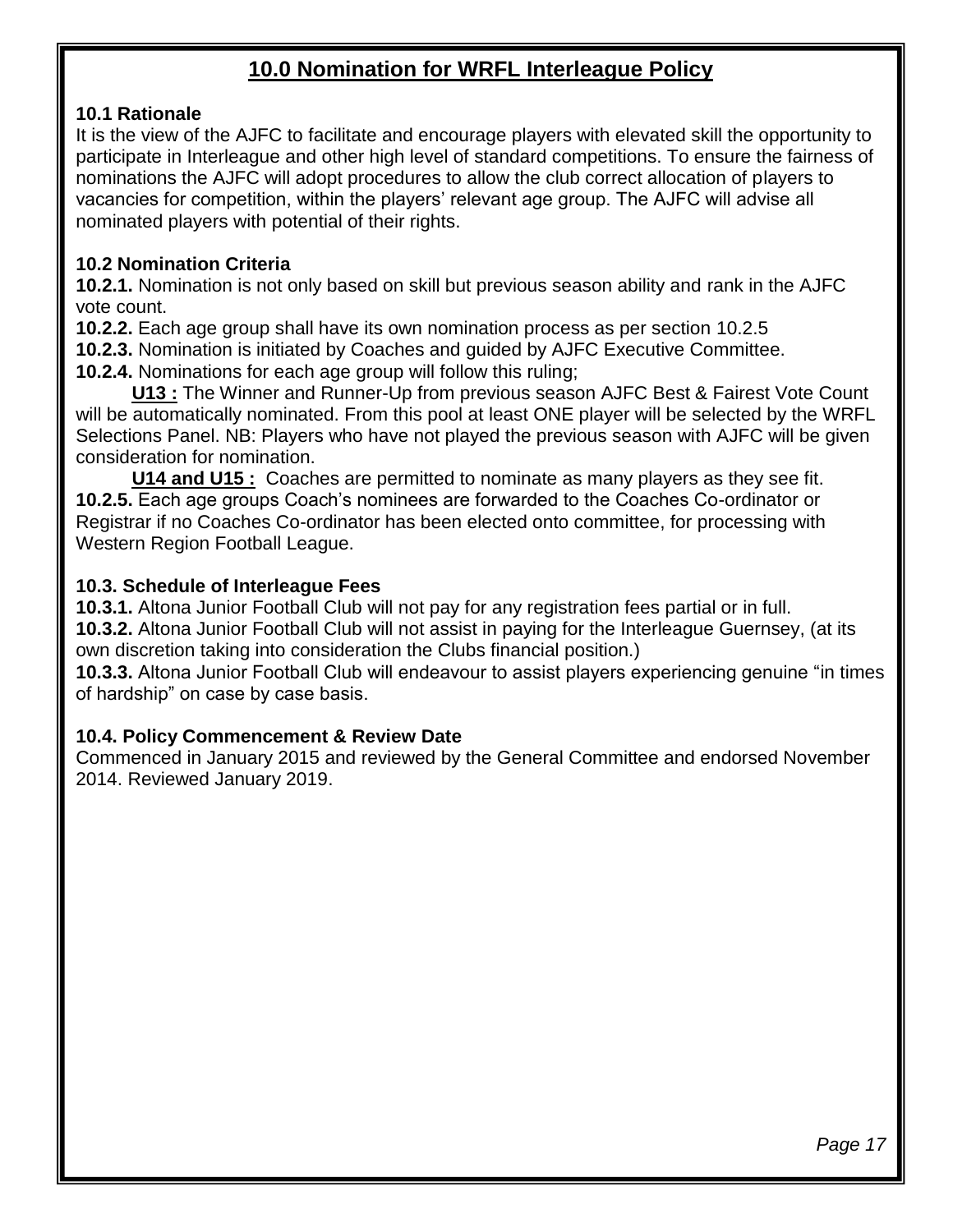# 10.0 Nomination for WRFL Interleague Policy

### 10.1 Rationale

It is the view of the AJFC to facilitate and encourage players with elevated skill the opportunity to participate in Interleague and other high level of standard competitions. To ensure the fairness of nominations the AJFC will adopt procedures to allow the club correct allocation of players to vacancies for competition, within the players' relevant age group. The AJFC will advise all nominated players with potential of their rights.

### 10.2 Nomination Criteria

**10.2.1.** Nomination is not only based on skill but previous season ability and rank in the AJFC vote count.

**10.2.2.** Each age group shall have its own nomination process as per section 10.2.5

**10.2.3.** Nomination is initiated by Coaches and guided by AJFC Executive Committee.

**10.2.4.** Nominations for each age group will follow this ruling;

**U13 :** The Winner and Runner-Up from previous season AJFC Best & Fairest Vote Count will be automatically nominated. From this pool at least ONE player will be selected by the WRFL Selections Panel. NB: Players who have not played the previous season with AJFC will be given consideration for nomination.

**U14 and U15 :** Coaches are permitted to nominate as many players as they see fit.

**10.2.5.** Each age groups Coach's nominees are forwarded to the Coaches Co-ordinator or Registrar if no Coaches Co-ordinator has been elected onto committee, for processing with Western Region Football League.

### 10.3. Schedule of Interleague Fees

**10.3.1.** Altona Junior Football Club will not pay for any registration fees partial or in full.

**10.3.2.** Altona Junior Football Club will not assist in paying for the Interleague Guernsey, (at its own discretion taking into consideration the Clubs financial position.)

**10.3.3.** Altona Junior Football Club will endeavour to assist players experiencing genuine "in times of hardship" on case by case basis.

### 10.4. Policy Commencement & Review Date

Commenced in January 2015 and reviewed by the General Committee and endorsed November 2014. Reviewed January 2019.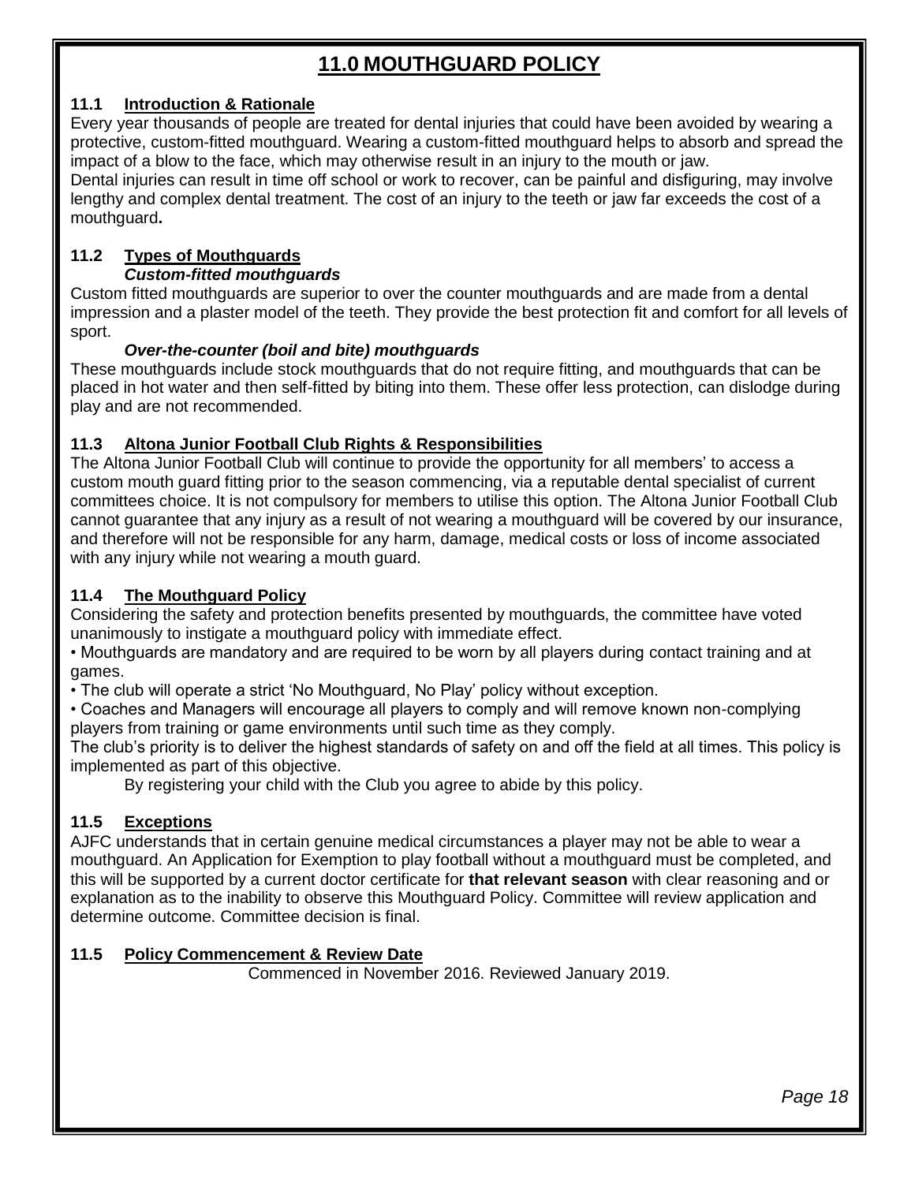# 11.0 MOUTHGUARD POLICY

## 11.1 Introduction & Rationale

Every year thousands of people are treated for dental injuries that could have been avoided by wearing a protective, custom-fitted mouthguard. Wearing a custom-fitted mouthguard helps to absorb and spread the impact of a blow to the face, which may otherwise result in an injury to the mouth or jaw.

Dental injuries can result in time off school or work to recover, can be painful and disfiguring, may involve lengthy and complex dental treatment. The cost of an injury to the teeth or jaw far exceeds the cost of a mouthguard**.**

## 11.2 Types of Mouthguards

***Custom-fitted mouthguards***

Custom fitted mouthguards are superior to over the counter mouthguards and are made from a dental impression and a plaster model of the teeth. They provide the best protection fit and comfort for all levels of sport.

***Over-the-counter (boil and bite) mouthguards***

These mouthguards include stock mouthguards that do not require fitting, and mouthguards that can be placed in hot water and then self-fitted by biting into them. These offer less protection, can dislodge during play and are not recommended.

## 11.3 Altona Junior Football Club Rights & Responsibilities

The Altona Junior Football Club will continue to provide the opportunity for all members' to access a custom mouth guard fitting prior to the season commencing, via a reputable dental specialist of current committees choice. It is not compulsory for members to utilise this option. The Altona Junior Football Club cannot guarantee that any injury as a result of not wearing a mouthguard will be covered by our insurance, and therefore will not be responsible for any harm, damage, medical costs or loss of income associated with any injury while not wearing a mouth guard.

## 11.4 The Mouthguard Policy

Considering the safety and protection benefits presented by mouthguards, the committee have voted unanimously to instigate a mouthguard policy with immediate effect.

- Mouthguards are mandatory and are required to be worn by all players during contact training and at games.
- The club will operate a strict 'No Mouthguard, No Play' policy without exception.
- Coaches and Managers will encourage all players to comply and will remove known non-complying players from training or game environments until such time as they comply.

The club's priority is to deliver the highest standards of safety on and off the field at all times. This policy is implemented as part of this objective.

By registering your child with the Club you agree to abide by this policy.

## 11.5 Exceptions

AJFC understands that in certain genuine medical circumstances a player may not be able to wear a mouthguard. An Application for Exemption to play football without a mouthguard must be completed, and this will be supported by a current doctor certificate for **that relevant season** with clear reasoning and or explanation as to the inability to observe this Mouthguard Policy. Committee will review application and determine outcome. Committee decision is final.

## 11.5 Policy Commencement & Review Date

Commenced in November 2016. Reviewed January 2019.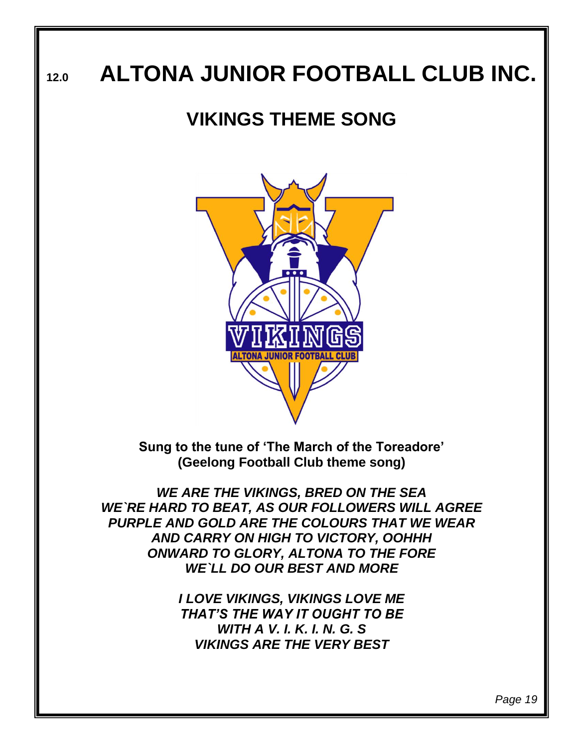# 12.0 ALTONA JUNIOR FOOTBALL CLUB INC.

## VIKINGS THEME SONG

**Sung to the tune of 'The March of the Toreadore' (Geelong Football Club theme song)**

*WE ARE THE VIKINGS, BRED ON THE SEA*
*WE`RE HARD TO BEAT, AS OUR FOLLOWERS WILL AGREE*
*PURPLE AND GOLD ARE THE COLOURS THAT WE WEAR*
*AND CARRY ON HIGH TO VICTORY, OOHHH*
*ONWARD TO GLORY, ALTONA TO THE FORE*
*WE`LL DO OUR BEST AND MORE*

*I LOVE VIKINGS, VIKINGS LOVE ME*
*THAT'S THE WAY IT OUGHT TO BE*
*WITH A V. I. K. I. N. G. S*
*VIKINGS ARE THE VERY BEST*